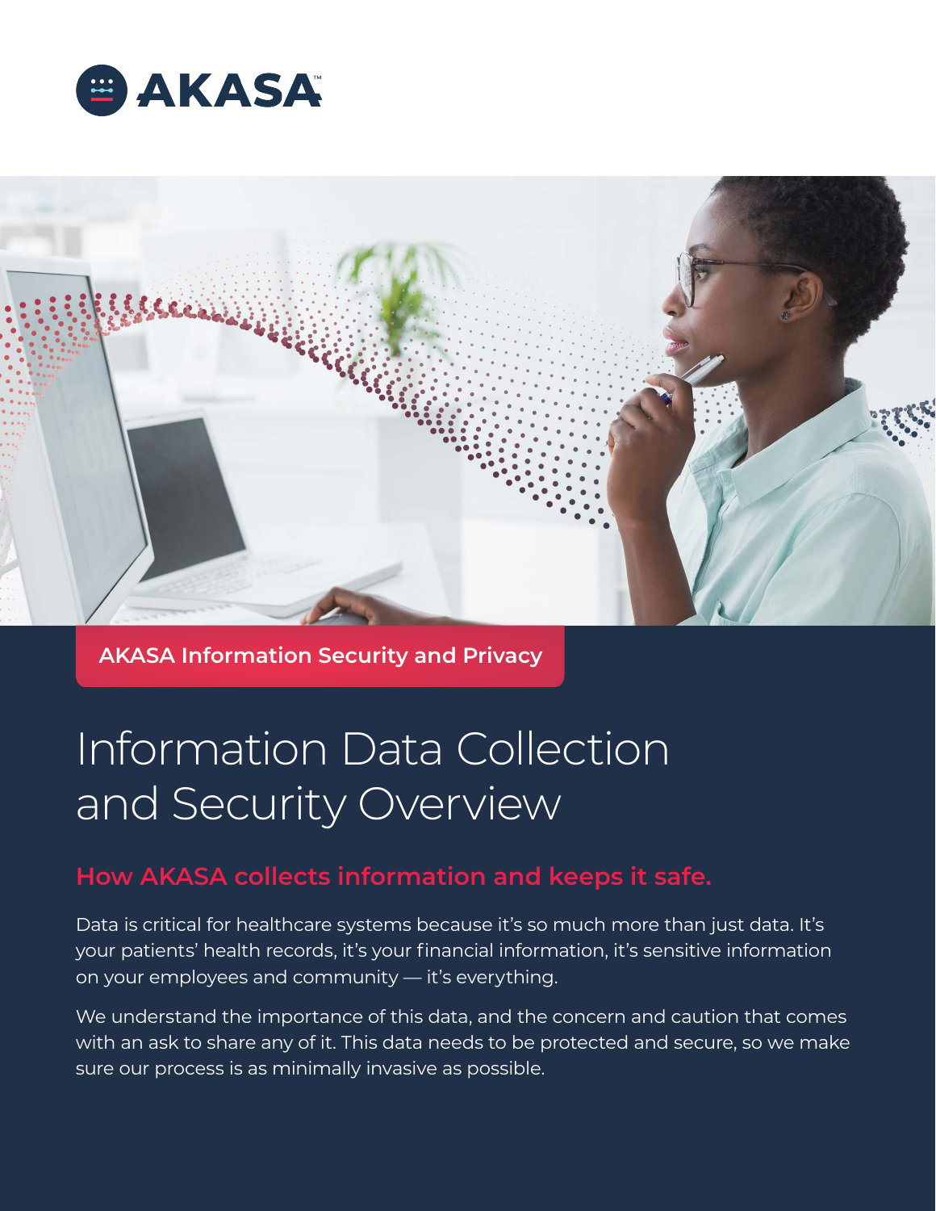AKASA

AKASA Information Security and Privacy

# Information Data Collection and Security Overview

## How AKASA collects information and keeps it safe.

Data is critical for healthcare systems because it's so much more than just data. It's your patients' health records, it's your financial information, it's sensitive information on your employees and community — it's everything.

We understand the importance of this data, and the concern and caution that comes with an ask to share any of it. This data needs to be protected and secure, so we make sure our process is as minimally invasive as possible.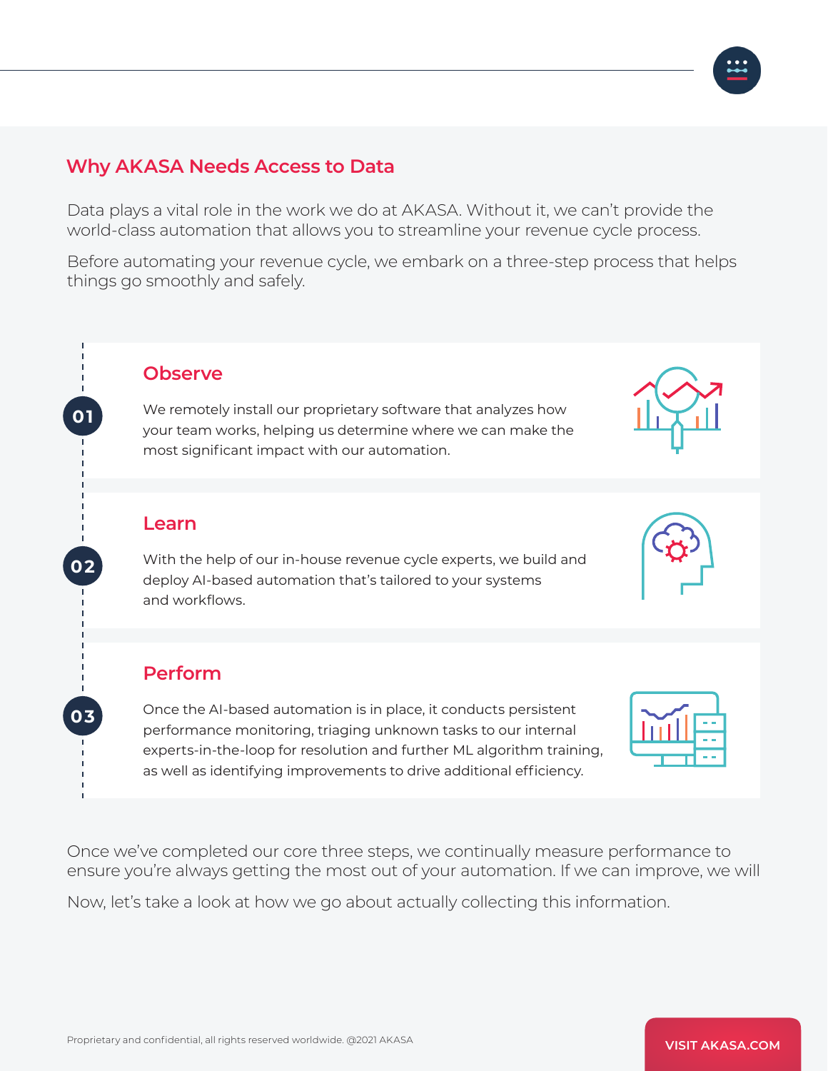## Why AKASA Needs Access to Data

Data plays a vital role in the work we do at AKASA. Without it, we can't provide the world-class automation that allows you to streamline your revenue cycle process.

Before automating your revenue cycle, we embark on a three-step process that helps things go smoothly and safely.

### 01 Observe

We remotely install our proprietary software that analyzes how your team works, helping us determine where we can make the most significant impact with our automation.

### 02 Learn

With the help of our in-house revenue cycle experts, we build and deploy AI-based automation that's tailored to your systems and workflows.

### 03 Perform

Once the AI-based automation is in place, it conducts persistent performance monitoring, triaging unknown tasks to our internal experts-in-the-loop for resolution and further ML algorithm training, as well as identifying improvements to drive additional efficiency.

Once we've completed our core three steps, we continually measure performance to ensure you're always getting the most out of your automation. If we can improve, we will

Now, let's take a look at how we go about actually collecting this information.

Proprietary and confidential, all rights reserved worldwide. @2021 AKASA

VISIT AKASA.COM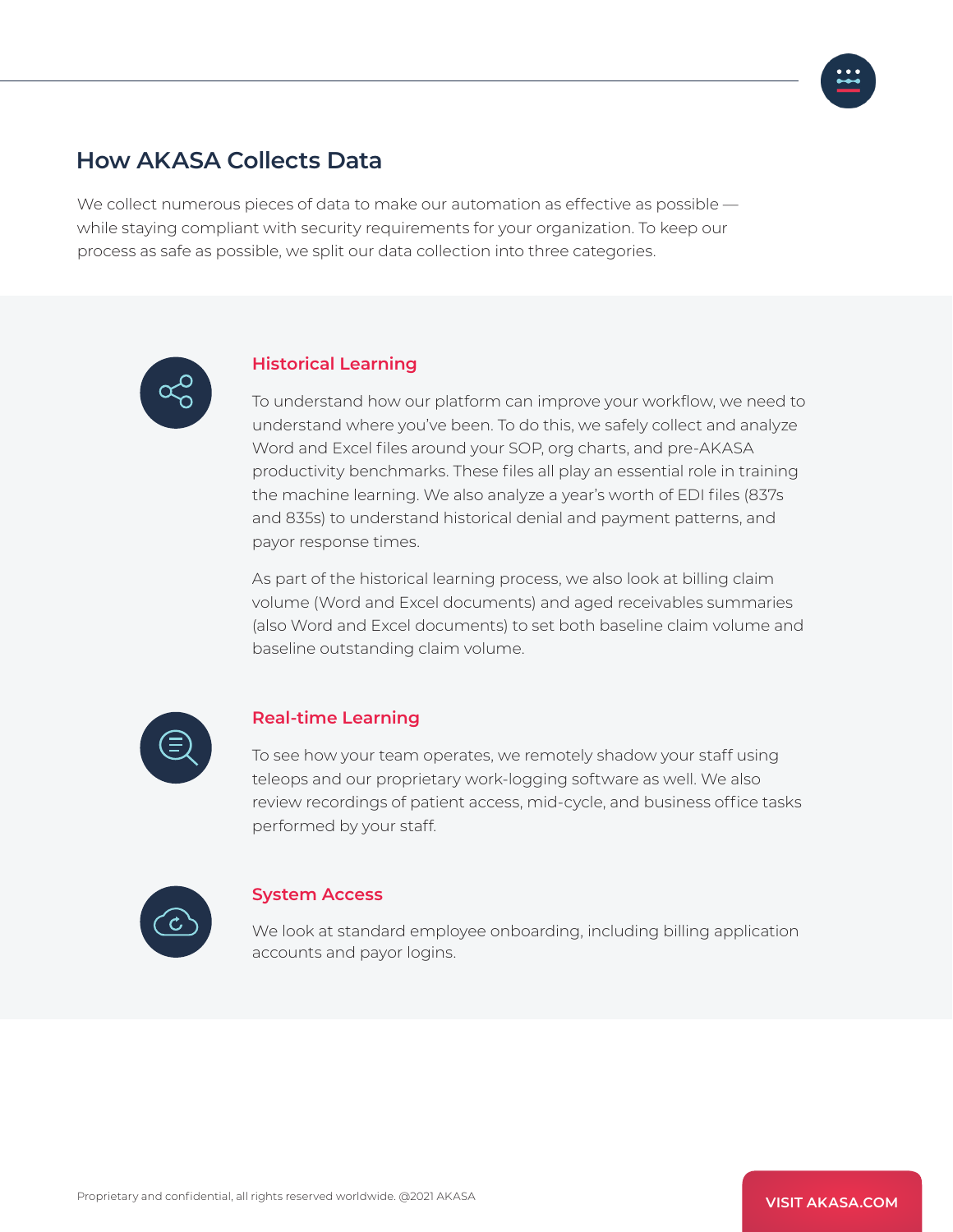## How AKASA Collects Data

We collect numerous pieces of data to make our automation as effective as possible — while staying compliant with security requirements for your organization. To keep our process as safe as possible, we split our data collection into three categories.

### Historical Learning

To understand how our platform can improve your workflow, we need to understand where you've been. To do this, we safely collect and analyze Word and Excel files around your SOP, org charts, and pre-AKASA productivity benchmarks. These files all play an essential role in training the machine learning. We also analyze a year's worth of EDI files (837s and 835s) to understand historical denial and payment patterns, and payor response times.

As part of the historical learning process, we also look at billing claim volume (Word and Excel documents) and aged receivables summaries (also Word and Excel documents) to set both baseline claim volume and baseline outstanding claim volume.

### Real-time Learning

To see how your team operates, we remotely shadow your staff using teleops and our proprietary work-logging software as well. We also review recordings of patient access, mid-cycle, and business office tasks performed by your staff.

### System Access

We look at standard employee onboarding, including billing application accounts and payor logins.

Proprietary and confidential, all rights reserved worldwide. @2021 AKASA

VISIT AKASA.COM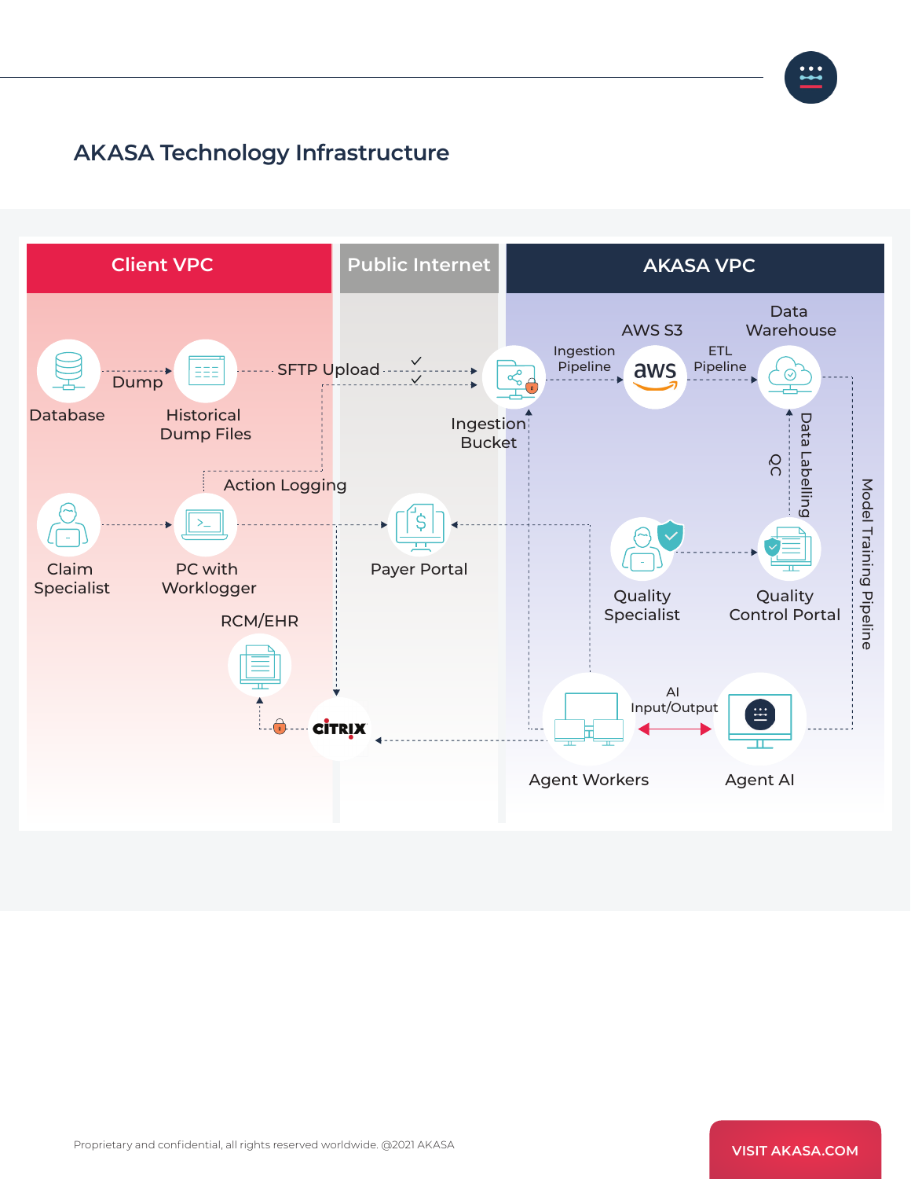# AKASA Technology Infrastructure

**Client VPC**

- Database
- Dump
- Historical Dump Files
- SFTP Upload
- Action Logging
- Claim Specialist
- PC with Worklogger
- RCM/EHR

**Public Internet**

- Payer Portal
- CITRIX

**AKASA VPC**

- Ingestion Bucket
- Ingestion Pipeline
- AWS S3
- ETL Pipeline
- Data Warehouse
- Data Labelling
- QC
- Model Training Pipeline
- Quality Specialist
- Quality Control Portal
- Agent Workers
- AI Input/Output
- Agent AI

Proprietary and confidential, all rights reserved worldwide. @2021 AKASA

VISIT AKASA.COM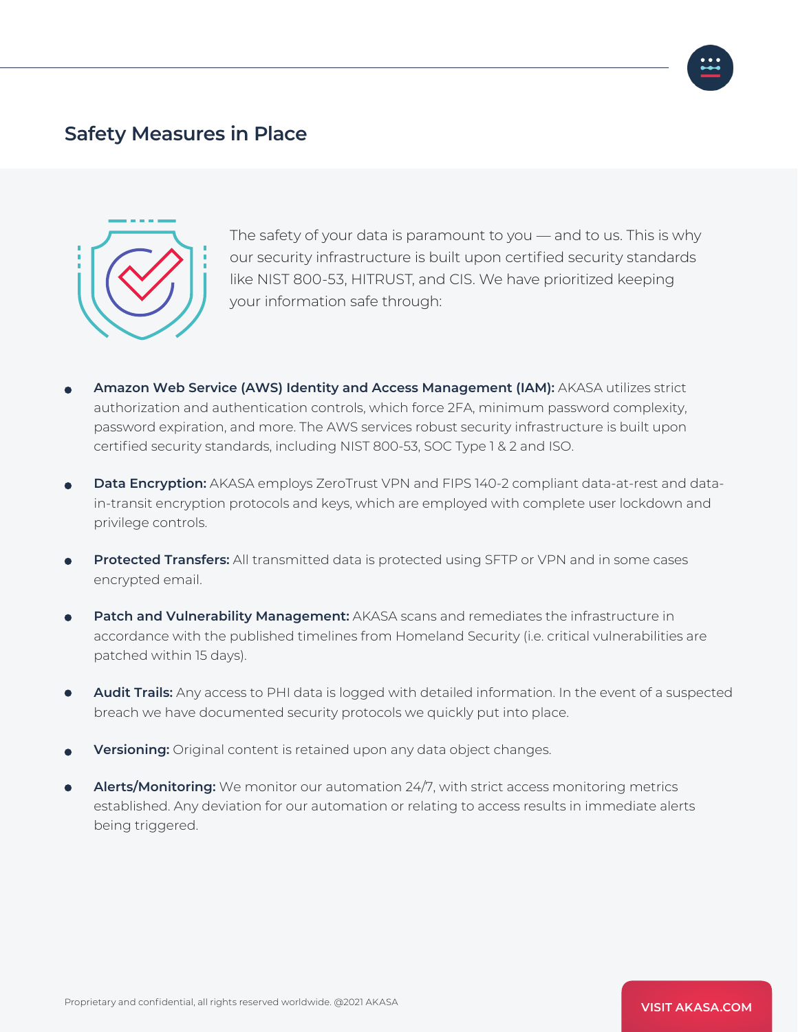## Safety Measures in Place

The safety of your data is paramount to you — and to us. This is why our security infrastructure is built upon certified security standards like NIST 800-53, HITRUST, and CIS. We have prioritized keeping your information safe through:

- **Amazon Web Service (AWS) Identity and Access Management (IAM):** AKASA utilizes strict authorization and authentication controls, which force 2FA, minimum password complexity, password expiration, and more. The AWS services robust security infrastructure is built upon certified security standards, including NIST 800-53, SOC Type 1 & 2 and ISO.

- **Data Encryption:** AKASA employs ZeroTrust VPN and FIPS 140-2 compliant data-at-rest and data-in-transit encryption protocols and keys, which are employed with complete user lockdown and privilege controls.

- **Protected Transfers:** All transmitted data is protected using SFTP or VPN and in some cases encrypted email.

- **Patch and Vulnerability Management:** AKASA scans and remediates the infrastructure in accordance with the published timelines from Homeland Security (i.e. critical vulnerabilities are patched within 15 days).

- **Audit Trails:** Any access to PHI data is logged with detailed information. In the event of a suspected breach we have documented security protocols we quickly put into place.

- **Versioning:** Original content is retained upon any data object changes.

- **Alerts/Monitoring:** We monitor our automation 24/7, with strict access monitoring metrics established. Any deviation for our automation or relating to access results in immediate alerts being triggered.

Proprietary and confidential, all rights reserved worldwide. @2021 AKASA

VISIT AKASA.COM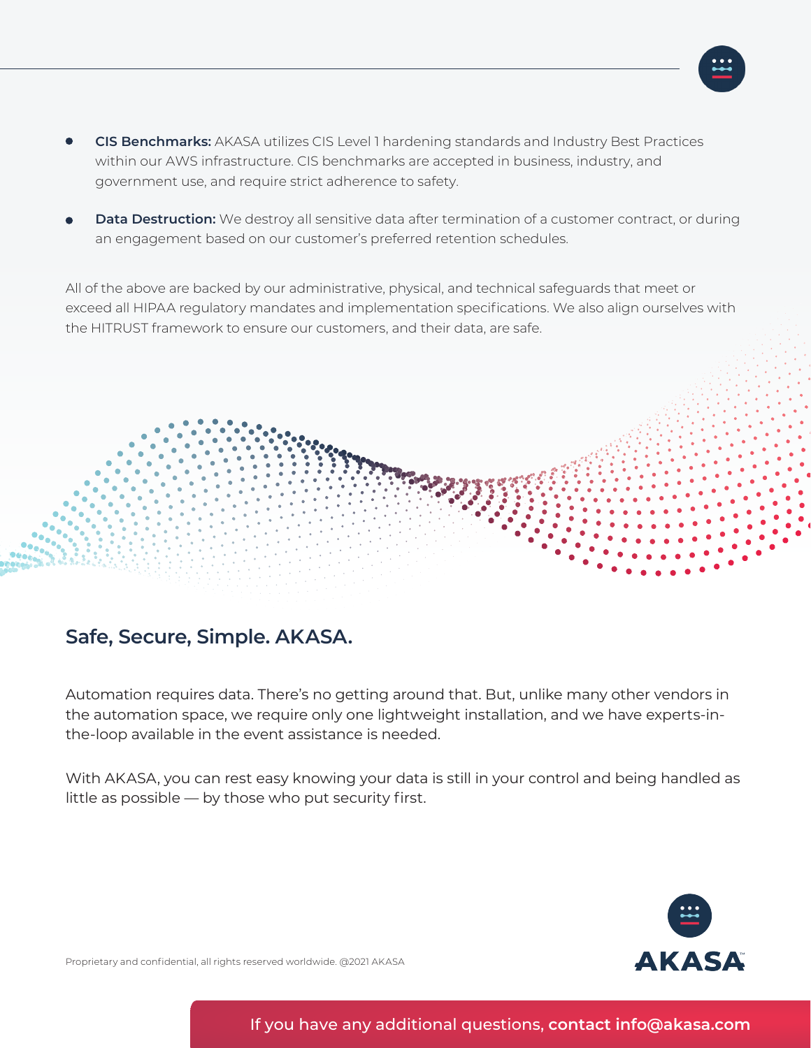- **CIS Benchmarks:** AKASA utilizes CIS Level 1 hardening standards and Industry Best Practices within our AWS infrastructure. CIS benchmarks are accepted in business, industry, and government use, and require strict adherence to safety.
- **Data Destruction:** We destroy all sensitive data after termination of a customer contract, or during an engagement based on our customer's preferred retention schedules.

All of the above are backed by our administrative, physical, and technical safeguards that meet or exceed all HIPAA regulatory mandates and implementation specifications. We also align ourselves with the HITRUST framework to ensure our customers, and their data, are safe.

## Safe, Secure, Simple. AKASA.

Automation requires data. There's no getting around that. But, unlike many other vendors in the automation space, we require only one lightweight installation, and we have experts-in-the-loop available in the event assistance is needed.

With AKASA, you can rest easy knowing your data is still in your control and being handled as little as possible — by those who put security first.

Proprietary and confidential, all rights reserved worldwide. @2021 AKASA

AKASA™

If you have any additional questions, **contact info@akasa.com**